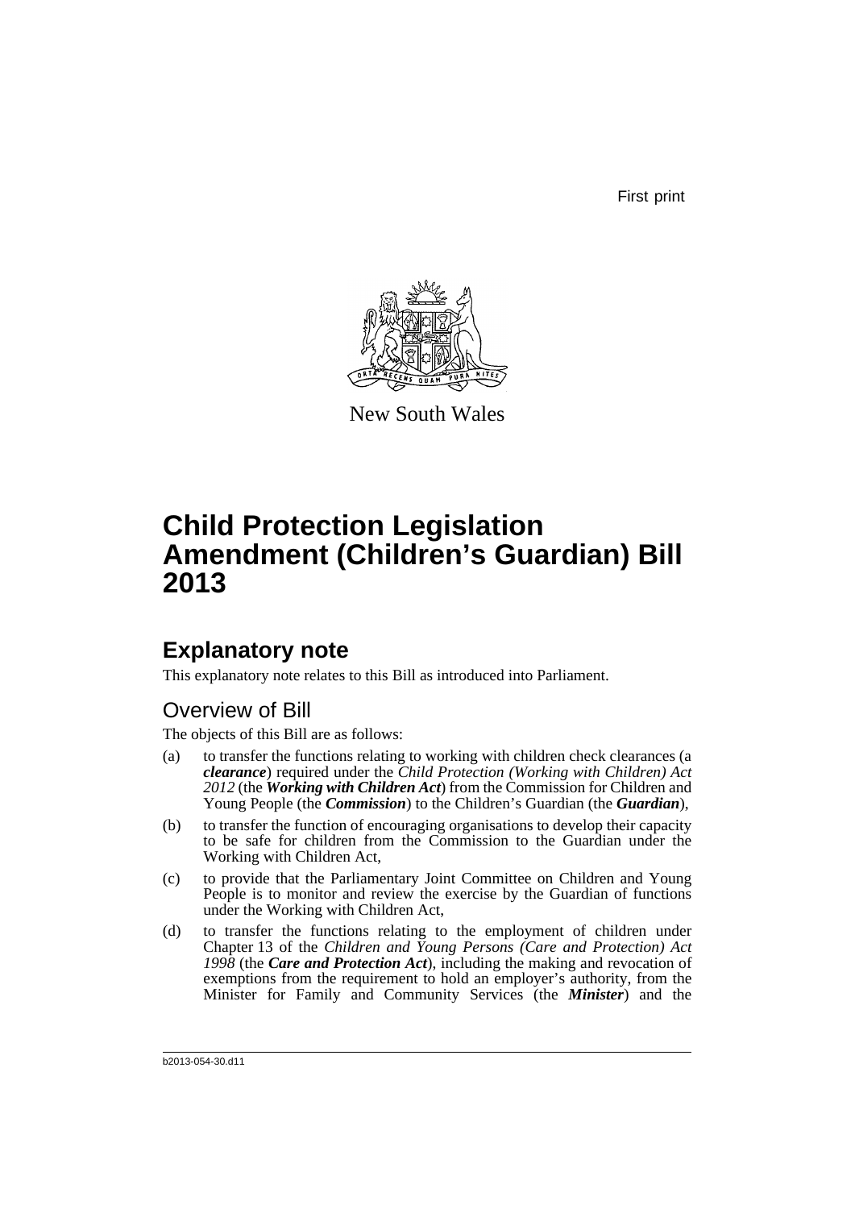First print

New South Wales

# Child Protection Legislation Amendment (Children's Guardian) Bill 2013

## Explanatory note

This explanatory note relates to this Bill as introduced into Parliament.

### Overview of Bill

The objects of this Bill are as follows:

(a) to transfer the functions relating to working with children check clearances (a ***clearance***) required under the *Child Protection (Working with Children) Act 2012* (the ***Working with Children Act***) from the Commission for Children and Young People (the ***Commission***) to the Children's Guardian (the ***Guardian***),

(b) to transfer the function of encouraging organisations to develop their capacity to be safe for children from the Commission to the Guardian under the Working with Children Act,

(c) to provide that the Parliamentary Joint Committee on Children and Young People is to monitor and review the exercise by the Guardian of functions under the Working with Children Act,

(d) to transfer the functions relating to the employment of children under Chapter 13 of the *Children and Young Persons (Care and Protection) Act 1998* (the ***Care and Protection Act***), including the making and revocation of exemptions from the requirement to hold an employer's authority, from the Minister for Family and Community Services (the ***Minister***) and the

b2013-054-30.d11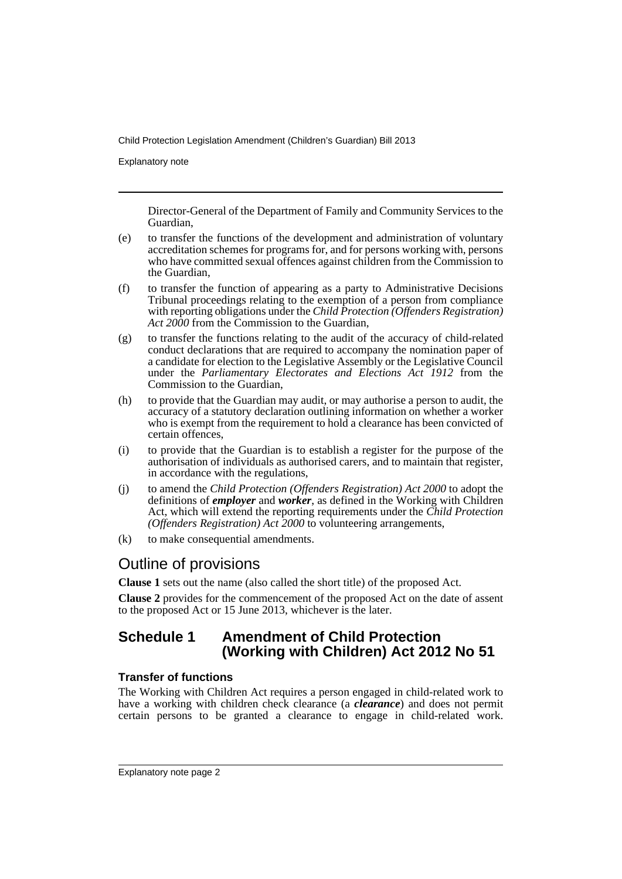Director-General of the Department of Family and Community Services to the Guardian,

(e) to transfer the functions of the development and administration of voluntary accreditation schemes for programs for, and for persons working with, persons who have committed sexual offences against children from the Commission to the Guardian,

(f) to transfer the function of appearing as a party to Administrative Decisions Tribunal proceedings relating to the exemption of a person from compliance with reporting obligations under the *Child Protection (Offenders Registration) Act 2000* from the Commission to the Guardian,

(g) to transfer the functions relating to the audit of the accuracy of child-related conduct declarations that are required to accompany the nomination paper of a candidate for election to the Legislative Assembly or the Legislative Council under the *Parliamentary Electorates and Elections Act 1912* from the Commission to the Guardian,

(h) to provide that the Guardian may audit, or may authorise a person to audit, the accuracy of a statutory declaration outlining information on whether a worker who is exempt from the requirement to hold a clearance has been convicted of certain offences,

(i) to provide that the Guardian is to establish a register for the purpose of the authorisation of individuals as authorised carers, and to maintain that register, in accordance with the regulations,

(j) to amend the *Child Protection (Offenders Registration) Act 2000* to adopt the definitions of ***employer*** and ***worker***, as defined in the Working with Children Act, which will extend the reporting requirements under the *Child Protection (Offenders Registration) Act 2000* to volunteering arrangements,

(k) to make consequential amendments.

## Outline of provisions

**Clause 1** sets out the name (also called the short title) of the proposed Act.

**Clause 2** provides for the commencement of the proposed Act on the date of assent to the proposed Act or 15 June 2013, whichever is the later.

## Schedule 1 Amendment of Child Protection (Working with Children) Act 2012 No 51

### Transfer of functions

The Working with Children Act requires a person engaged in child-related work to have a working with children check clearance (a ***clearance***) and does not permit certain persons to be granted a clearance to engage in child-related work.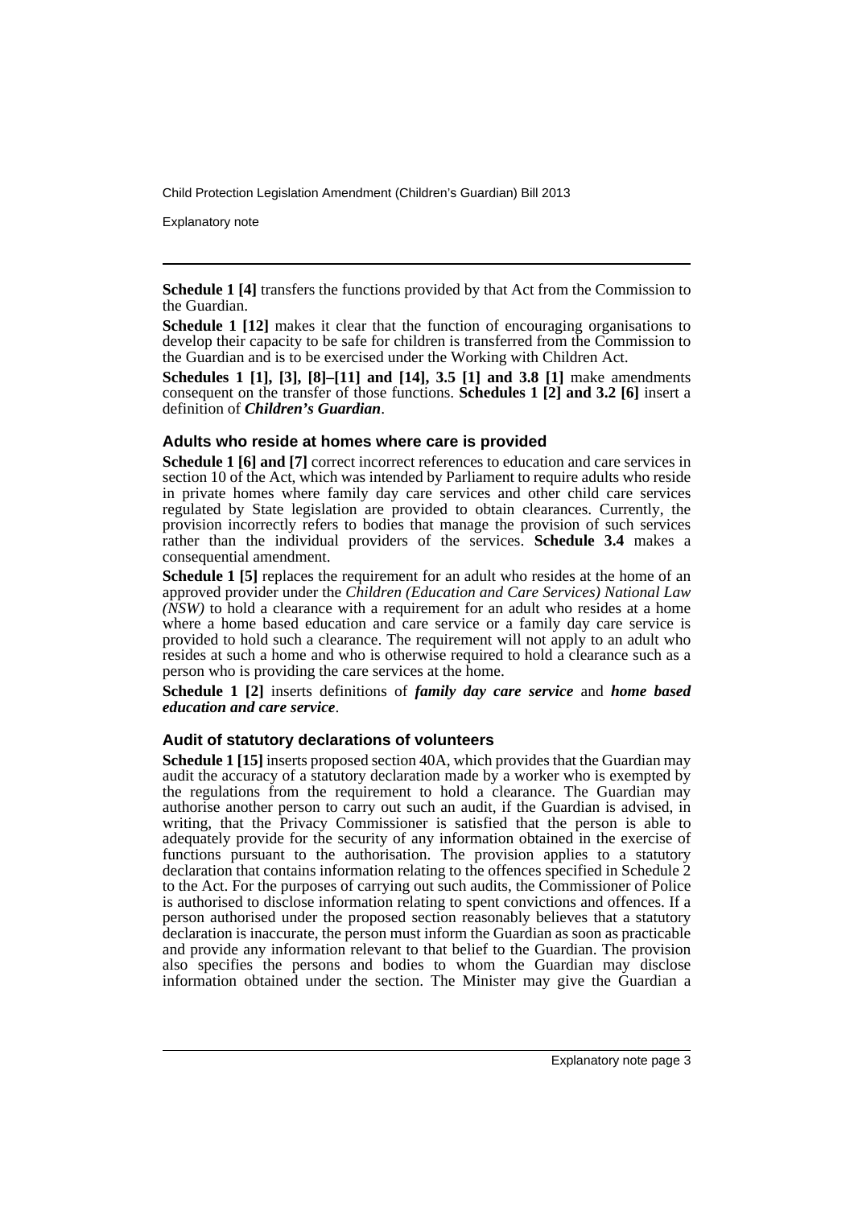**Schedule 1 [4]** transfers the functions provided by that Act from the Commission to the Guardian.

**Schedule 1 [12]** makes it clear that the function of encouraging organisations to develop their capacity to be safe for children is transferred from the Commission to the Guardian and is to be exercised under the Working with Children Act.

**Schedules 1 [1], [3], [8]–[11] and [14], 3.5 [1] and 3.8 [1]** make amendments consequent on the transfer of those functions. **Schedules 1 [2] and 3.2 [6]** insert a definition of ***Children's Guardian***.

### Adults who reside at homes where care is provided

**Schedule 1 [6] and [7]** correct incorrect references to education and care services in section 10 of the Act, which was intended by Parliament to require adults who reside in private homes where family day care services and other child care services regulated by State legislation are provided to obtain clearances. Currently, the provision incorrectly refers to bodies that manage the provision of such services rather than the individual providers of the services. **Schedule 3.4** makes a consequential amendment.

**Schedule 1 [5]** replaces the requirement for an adult who resides at the home of an approved provider under the *Children (Education and Care Services) National Law (NSW)* to hold a clearance with a requirement for an adult who resides at a home where a home based education and care service or a family day care service is provided to hold such a clearance. The requirement will not apply to an adult who resides at such a home and who is otherwise required to hold a clearance such as a person who is providing the care services at the home.

**Schedule 1 [2]** inserts definitions of ***family day care service*** and ***home based education and care service***.

### Audit of statutory declarations of volunteers

**Schedule 1 [15]** inserts proposed section 40A, which provides that the Guardian may audit the accuracy of a statutory declaration made by a worker who is exempted by the regulations from the requirement to hold a clearance. The Guardian may authorise another person to carry out such an audit, if the Guardian is advised, in writing, that the Privacy Commissioner is satisfied that the person is able to adequately provide for the security of any information obtained in the exercise of functions pursuant to the authorisation. The provision applies to a statutory declaration that contains information relating to the offences specified in Schedule 2 to the Act. For the purposes of carrying out such audits, the Commissioner of Police is authorised to disclose information relating to spent convictions and offences. If a person authorised under the proposed section reasonably believes that a statutory declaration is inaccurate, the person must inform the Guardian as soon as practicable and provide any information relevant to that belief to the Guardian. The provision also specifies the persons and bodies to whom the Guardian may disclose information obtained under the section. The Minister may give the Guardian a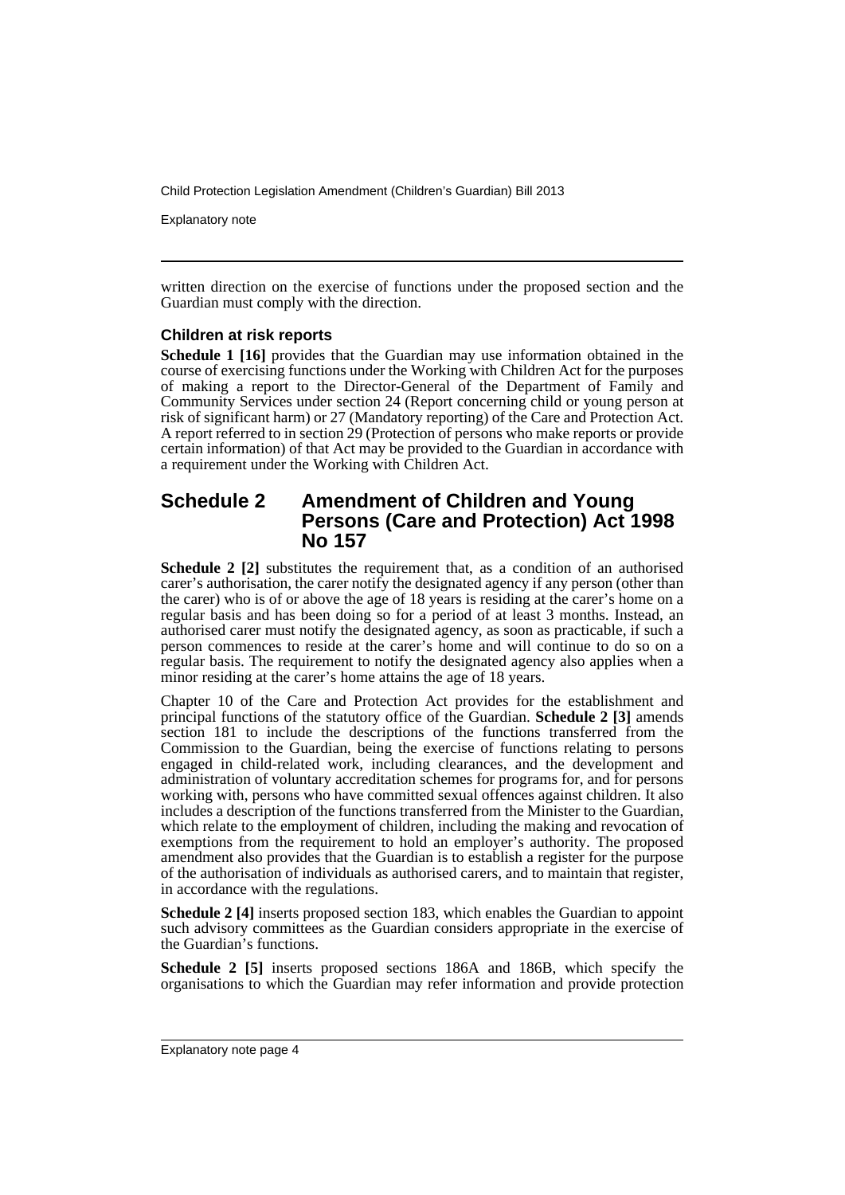written direction on the exercise of functions under the proposed section and the Guardian must comply with the direction.

### Children at risk reports

**Schedule 1 [16]** provides that the Guardian may use information obtained in the course of exercising functions under the Working with Children Act for the purposes of making a report to the Director-General of the Department of Family and Community Services under section 24 (Report concerning child or young person at risk of significant harm) or 27 (Mandatory reporting) of the Care and Protection Act. A report referred to in section 29 (Protection of persons who make reports or provide certain information) of that Act may be provided to the Guardian in accordance with a requirement under the Working with Children Act.

## Schedule 2 Amendment of Children and Young Persons (Care and Protection) Act 1998 No 157

**Schedule 2 [2]** substitutes the requirement that, as a condition of an authorised carer's authorisation, the carer notify the designated agency if any person (other than the carer) who is of or above the age of 18 years is residing at the carer's home on a regular basis and has been doing so for a period of at least 3 months. Instead, an authorised carer must notify the designated agency, as soon as practicable, if such a person commences to reside at the carer's home and will continue to do so on a regular basis. The requirement to notify the designated agency also applies when a minor residing at the carer's home attains the age of 18 years.

Chapter 10 of the Care and Protection Act provides for the establishment and principal functions of the statutory office of the Guardian. **Schedule 2 [3]** amends section 181 to include the descriptions of the functions transferred from the Commission to the Guardian, being the exercise of functions relating to persons engaged in child-related work, including clearances, and the development and administration of voluntary accreditation schemes for programs for, and for persons working with, persons who have committed sexual offences against children. It also includes a description of the functions transferred from the Minister to the Guardian, which relate to the employment of children, including the making and revocation of exemptions from the requirement to hold an employer's authority. The proposed amendment also provides that the Guardian is to establish a register for the purpose of the authorisation of individuals as authorised carers, and to maintain that register, in accordance with the regulations.

**Schedule 2 [4]** inserts proposed section 183, which enables the Guardian to appoint such advisory committees as the Guardian considers appropriate in the exercise of the Guardian's functions.

**Schedule 2 [5]** inserts proposed sections 186A and 186B, which specify the organisations to which the Guardian may refer information and provide protection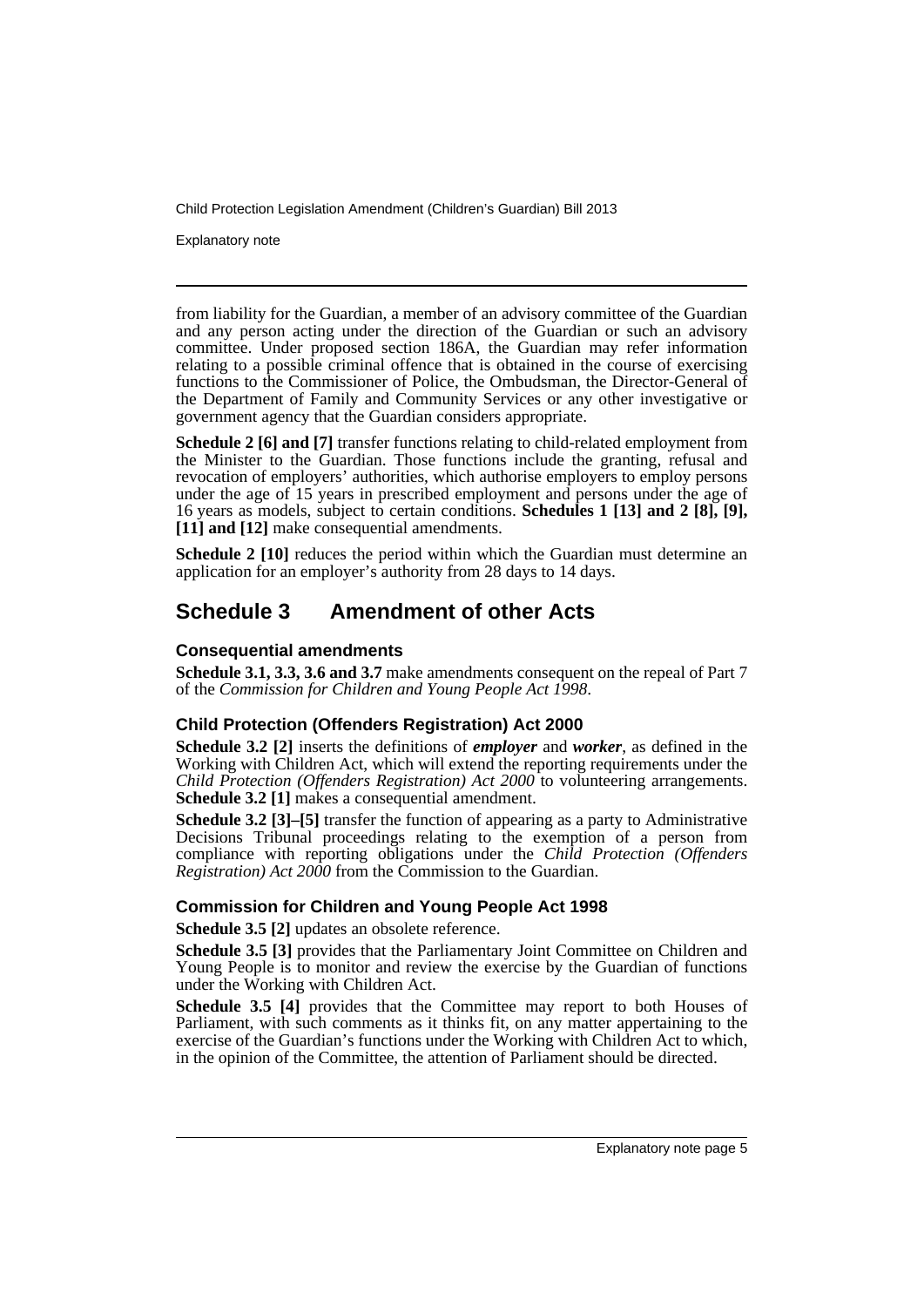from liability for the Guardian, a member of an advisory committee of the Guardian and any person acting under the direction of the Guardian or such an advisory committee. Under proposed section 186A, the Guardian may refer information relating to a possible criminal offence that is obtained in the course of exercising functions to the Commissioner of Police, the Ombudsman, the Director-General of the Department of Family and Community Services or any other investigative or government agency that the Guardian considers appropriate.

**Schedule 2 [6] and [7]** transfer functions relating to child-related employment from the Minister to the Guardian. Those functions include the granting, refusal and revocation of employers' authorities, which authorise employers to employ persons under the age of 15 years in prescribed employment and persons under the age of 16 years as models, subject to certain conditions. **Schedules 1 [13] and 2 [8], [9], [11] and [12]** make consequential amendments.

**Schedule 2 [10]** reduces the period within which the Guardian must determine an application for an employer's authority from 28 days to 14 days.

## Schedule 3 Amendment of other Acts

### Consequential amendments

**Schedule 3.1, 3.3, 3.6 and 3.7** make amendments consequent on the repeal of Part 7 of the *Commission for Children and Young People Act 1998*.

### Child Protection (Offenders Registration) Act 2000

**Schedule 3.2 [2]** inserts the definitions of ***employer*** and ***worker***, as defined in the Working with Children Act, which will extend the reporting requirements under the *Child Protection (Offenders Registration) Act 2000* to volunteering arrangements. **Schedule 3.2 [1]** makes a consequential amendment.

**Schedule 3.2 [3]–[5]** transfer the function of appearing as a party to Administrative Decisions Tribunal proceedings relating to the exemption of a person from compliance with reporting obligations under the *Child Protection (Offenders Registration) Act 2000* from the Commission to the Guardian.

### Commission for Children and Young People Act 1998

**Schedule 3.5 [2]** updates an obsolete reference.

**Schedule 3.5 [3]** provides that the Parliamentary Joint Committee on Children and Young People is to monitor and review the exercise by the Guardian of functions under the Working with Children Act.

**Schedule 3.5 [4]** provides that the Committee may report to both Houses of Parliament, with such comments as it thinks fit, on any matter appertaining to the exercise of the Guardian's functions under the Working with Children Act to which, in the opinion of the Committee, the attention of Parliament should be directed.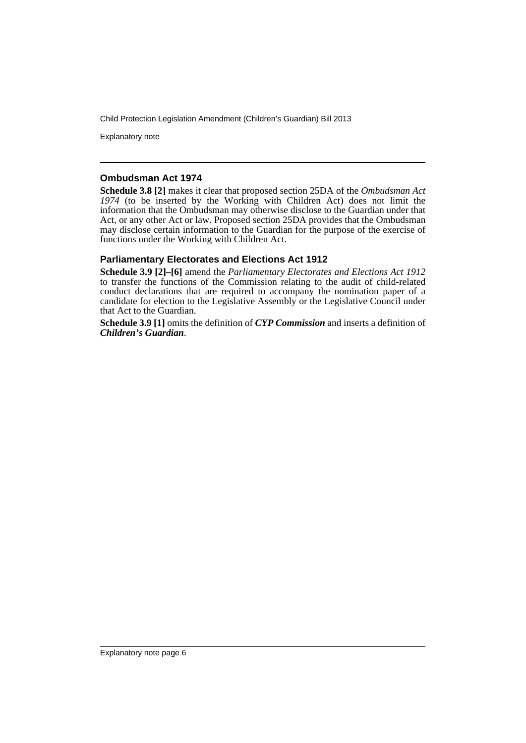### Ombudsman Act 1974

**Schedule 3.8 [2]** makes it clear that proposed section 25DA of the *Ombudsman Act 1974* (to be inserted by the Working with Children Act) does not limit the information that the Ombudsman may otherwise disclose to the Guardian under that Act, or any other Act or law. Proposed section 25DA provides that the Ombudsman may disclose certain information to the Guardian for the purpose of the exercise of functions under the Working with Children Act.

### Parliamentary Electorates and Elections Act 1912

**Schedule 3.9 [2]–[6]** amend the *Parliamentary Electorates and Elections Act 1912* to transfer the functions of the Commission relating to the audit of child-related conduct declarations that are required to accompany the nomination paper of a candidate for election to the Legislative Assembly or the Legislative Council under that Act to the Guardian.

**Schedule 3.9 [1]** omits the definition of ***CYP Commission*** and inserts a definition of ***Children's Guardian***.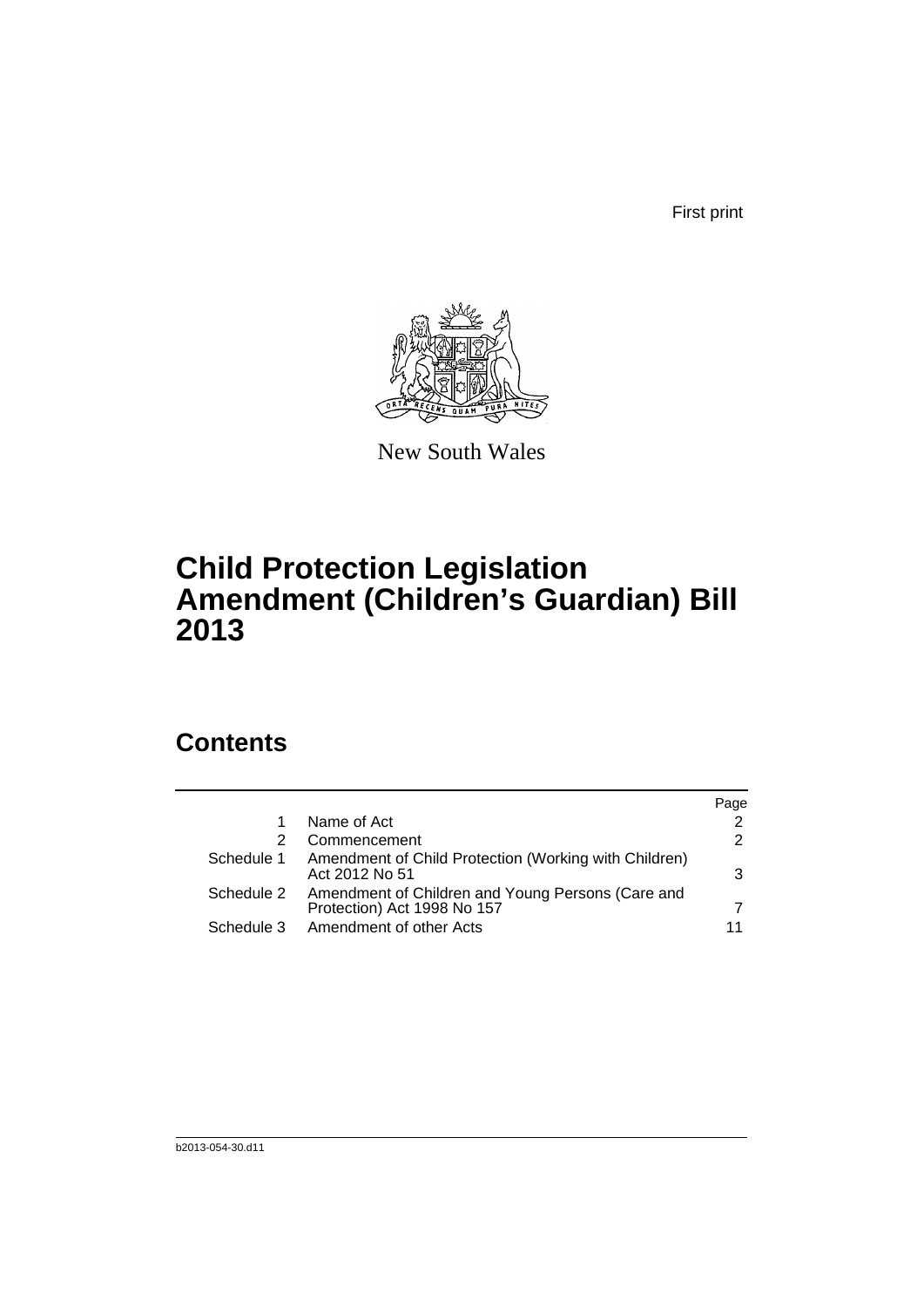First print

New South Wales

# Child Protection Legislation Amendment (Children's Guardian) Bill 2013

## Contents

| | | Page |
|---|---|---|
| 1 | Name of Act | 2 |
| 2 | Commencement | 2 |
| Schedule 1 | Amendment of Child Protection (Working with Children) Act 2012 No 51 | 3 |
| Schedule 2 | Amendment of Children and Young Persons (Care and Protection) Act 1998 No 157 | 7 |
| Schedule 3 | Amendment of other Acts | 11 |

b2013-054-30.d11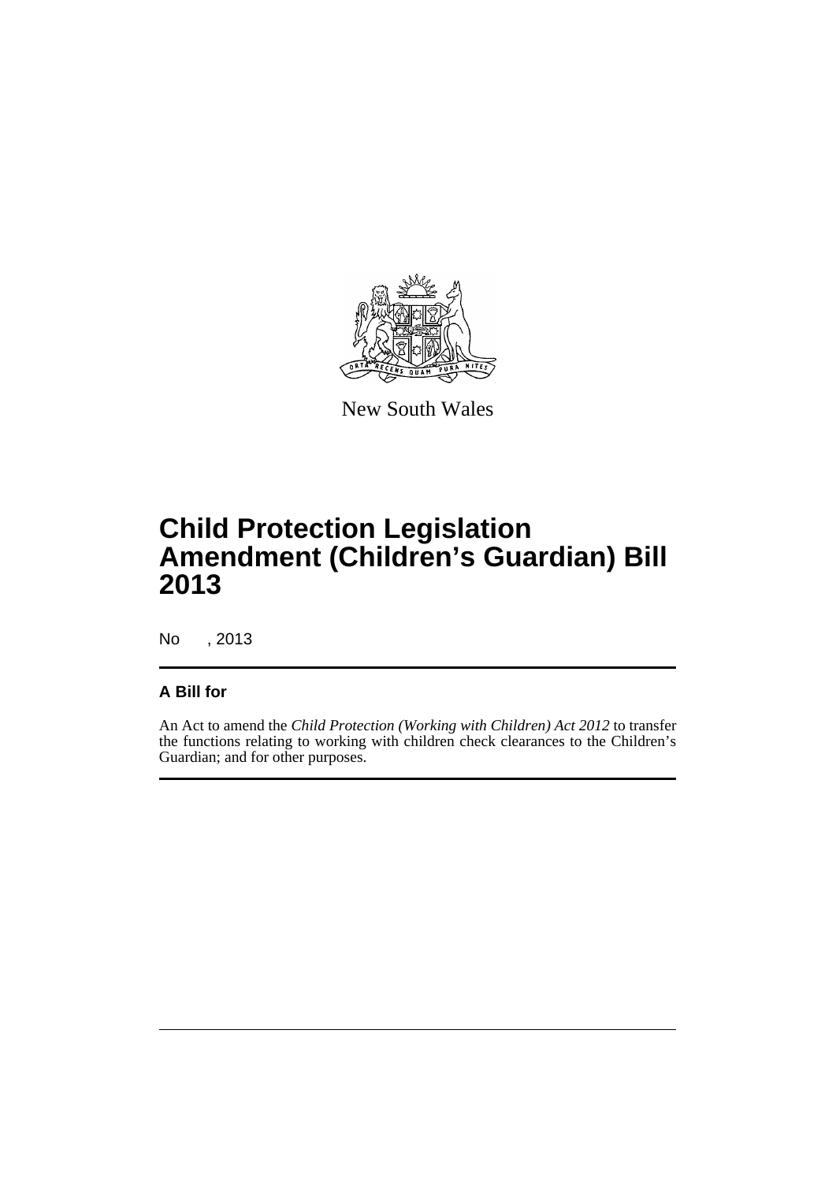New South Wales

# Child Protection Legislation Amendment (Children's Guardian) Bill 2013

No , 2013

## A Bill for

An Act to amend the *Child Protection (Working with Children) Act 2012* to transfer the functions relating to working with children check clearances to the Children's Guardian; and for other purposes.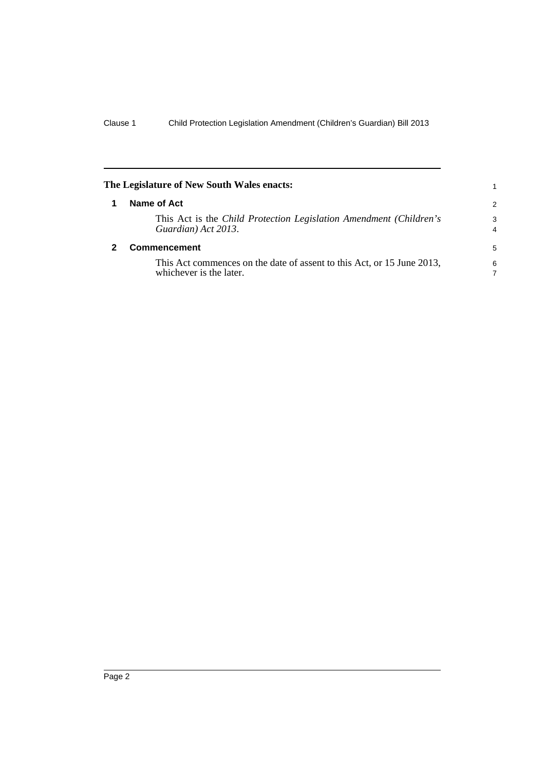**The Legislature of New South Wales enacts:**

## 1 Name of Act

This Act is the *Child Protection Legislation Amendment (Children's Guardian) Act 2013*.

## 2 Commencement

This Act commences on the date of assent to this Act, or 15 June 2013, whichever is the later.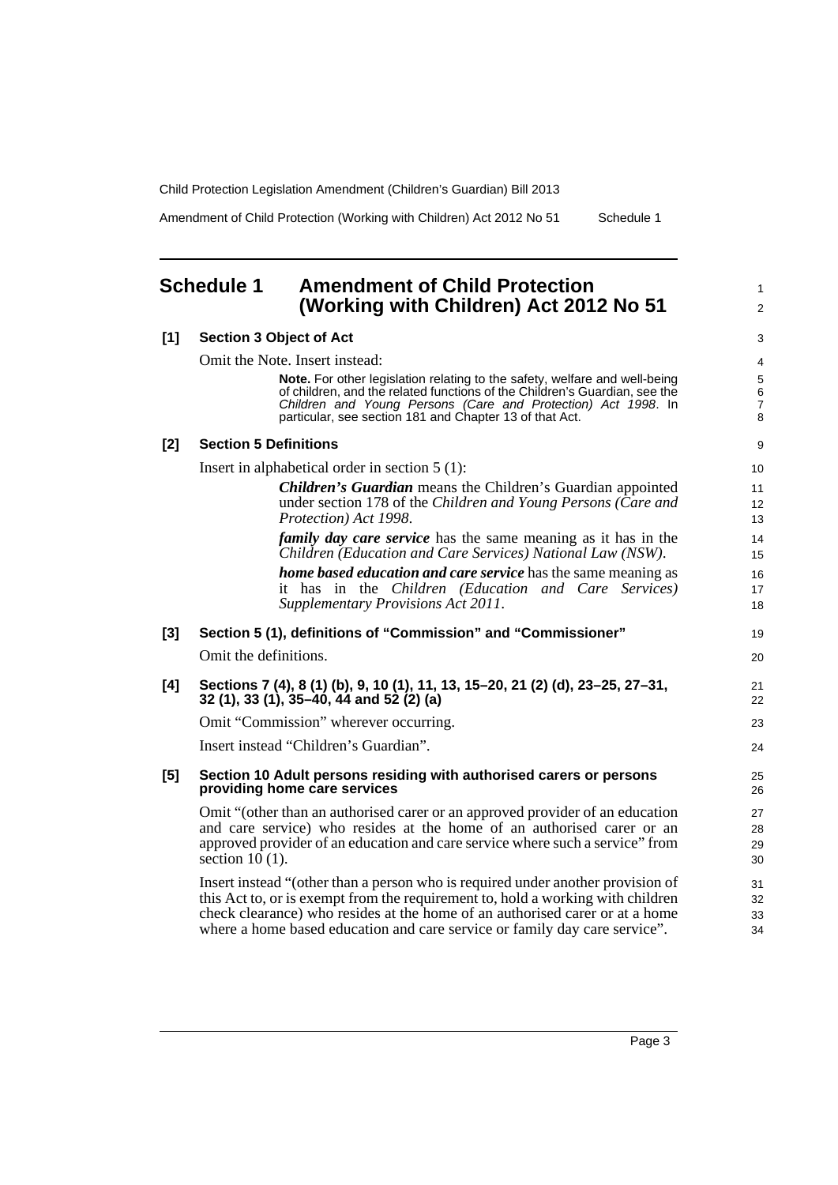## Schedule 1 Amendment of Child Protection (Working with Children) Act 2012 No 51

**[1] Section 3 Object of Act**

Omit the Note. Insert instead:

> **Note.** For other legislation relating to the safety, welfare and well-being of children, and the related functions of the Children's Guardian, see the *Children and Young Persons (Care and Protection) Act 1998*. In particular, see section 181 and Chapter 13 of that Act.

**[2] Section 5 Definitions**

Insert in alphabetical order in section 5 (1):

> ***Children's Guardian*** means the Children's Guardian appointed under section 178 of the *Children and Young Persons (Care and Protection) Act 1998*.
>
> ***family day care service*** has the same meaning as it has in the *Children (Education and Care Services) National Law (NSW)*.
>
> ***home based education and care service*** has the same meaning as it has in the *Children (Education and Care Services) Supplementary Provisions Act 2011*.

**[3] Section 5 (1), definitions of "Commission" and "Commissioner"**

Omit the definitions.

**[4] Sections 7 (4), 8 (1) (b), 9, 10 (1), 11, 13, 15–20, 21 (2) (d), 23–25, 27–31, 32 (1), 33 (1), 35–40, 44 and 52 (2) (a)**

Omit "Commission" wherever occurring.

Insert instead "Children's Guardian".

**[5] Section 10 Adult persons residing with authorised carers or persons providing home care services**

Omit "(other than an authorised carer or an approved provider of an education and care service) who resides at the home of an authorised carer or an approved provider of an education and care service where such a service" from section 10 (1).

Insert instead "(other than a person who is required under another provision of this Act to, or is exempt from the requirement to, hold a working with children check clearance) who resides at the home of an authorised carer or at a home where a home based education and care service or family day care service".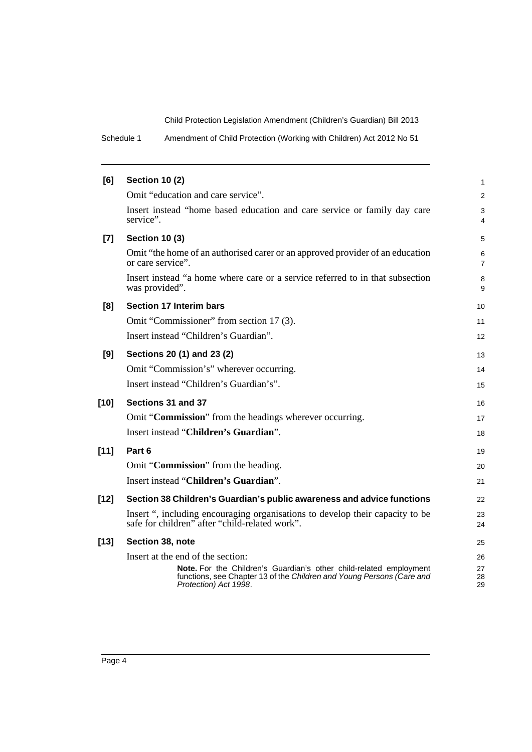**[6] Section 10 (2)**

Omit "education and care service".

Insert instead "home based education and care service or family day care service".

**[7] Section 10 (3)**

Omit "the home of an authorised carer or an approved provider of an education or care service".

Insert instead "a home where care or a service referred to in that subsection was provided".

**[8] Section 17 Interim bars**

Omit "Commissioner" from section 17 (3).

Insert instead "Children's Guardian".

**[9] Sections 20 (1) and 23 (2)**

Omit "Commission's" wherever occurring.

Insert instead "Children's Guardian's".

**[10] Sections 31 and 37**

Omit "**Commission**" from the headings wherever occurring.

Insert instead "**Children's Guardian**".

**[11] Part 6**

Omit "**Commission**" from the heading.

Insert instead "**Children's Guardian**".

**[12] Section 38 Children's Guardian's public awareness and advice functions**

Insert ", including encouraging organisations to develop their capacity to be safe for children" after "child-related work".

**[13] Section 38, note**

Insert at the end of the section:

> **Note.** For the Children's Guardian's other child-related employment functions, see Chapter 13 of the *Children and Young Persons (Care and Protection) Act 1998*.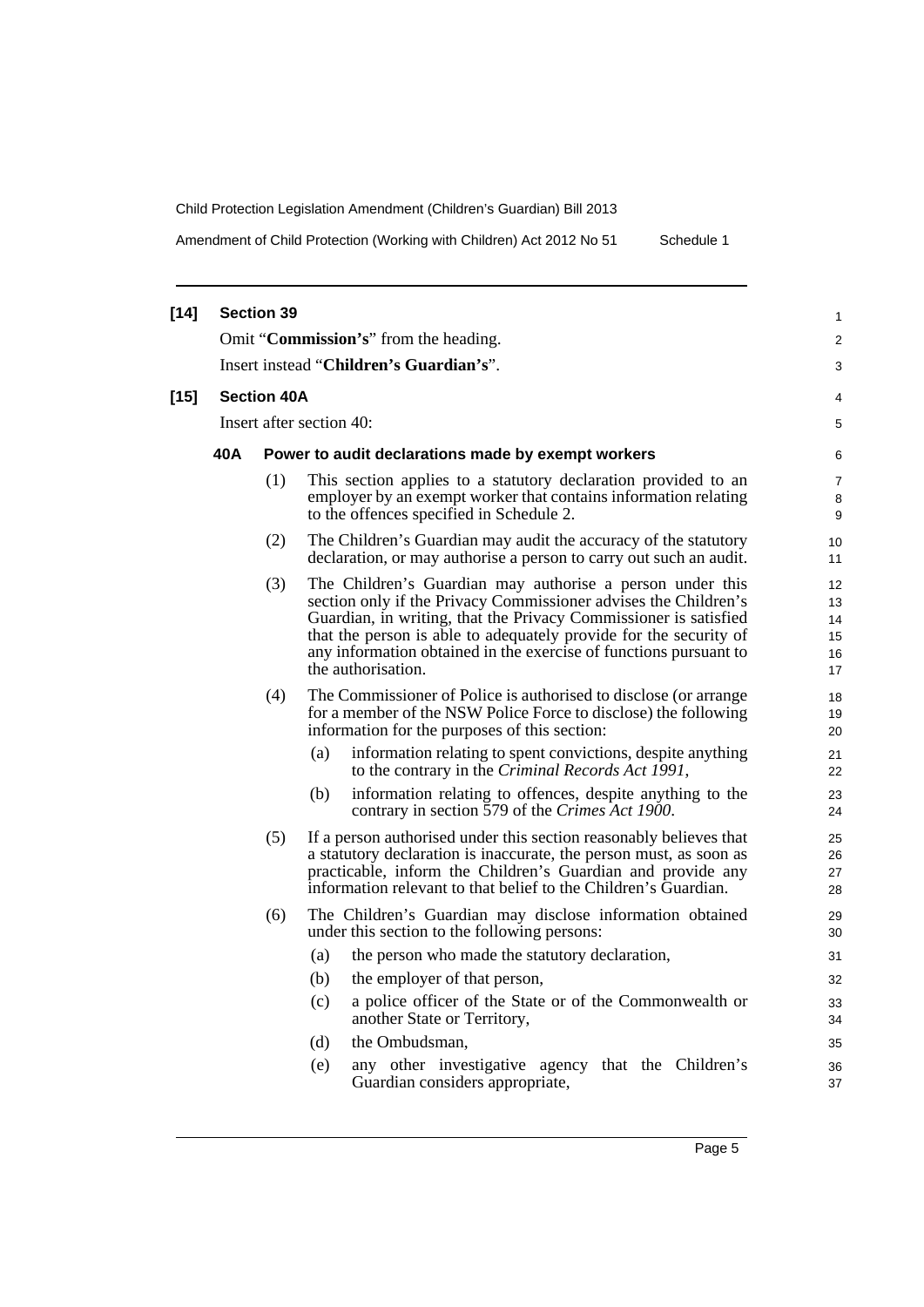**[14] Section 39**

Omit "**Commission's**" from the heading.

Insert instead "**Children's Guardian's**".

**[15] Section 40A**

Insert after section 40:

**40A Power to audit declarations made by exempt workers**

(1) This section applies to a statutory declaration provided to an employer by an exempt worker that contains information relating to the offences specified in Schedule 2.

(2) The Children's Guardian may audit the accuracy of the statutory declaration, or may authorise a person to carry out such an audit.

(3) The Children's Guardian may authorise a person under this section only if the Privacy Commissioner advises the Children's Guardian, in writing, that the Privacy Commissioner is satisfied that the person is able to adequately provide for the security of any information obtained in the exercise of functions pursuant to the authorisation.

(4) The Commissioner of Police is authorised to disclose (or arrange for a member of the NSW Police Force to disclose) the following information for the purposes of this section:

(a) information relating to spent convictions, despite anything to the contrary in the *Criminal Records Act 1991*,

(b) information relating to offences, despite anything to the contrary in section 579 of the *Crimes Act 1900*.

(5) If a person authorised under this section reasonably believes that a statutory declaration is inaccurate, the person must, as soon as practicable, inform the Children's Guardian and provide any information relevant to that belief to the Children's Guardian.

(6) The Children's Guardian may disclose information obtained under this section to the following persons:

(a) the person who made the statutory declaration,

(b) the employer of that person,

(c) a police officer of the State or of the Commonwealth or another State or Territory,

(d) the Ombudsman,

(e) any other investigative agency that the Children's Guardian considers appropriate,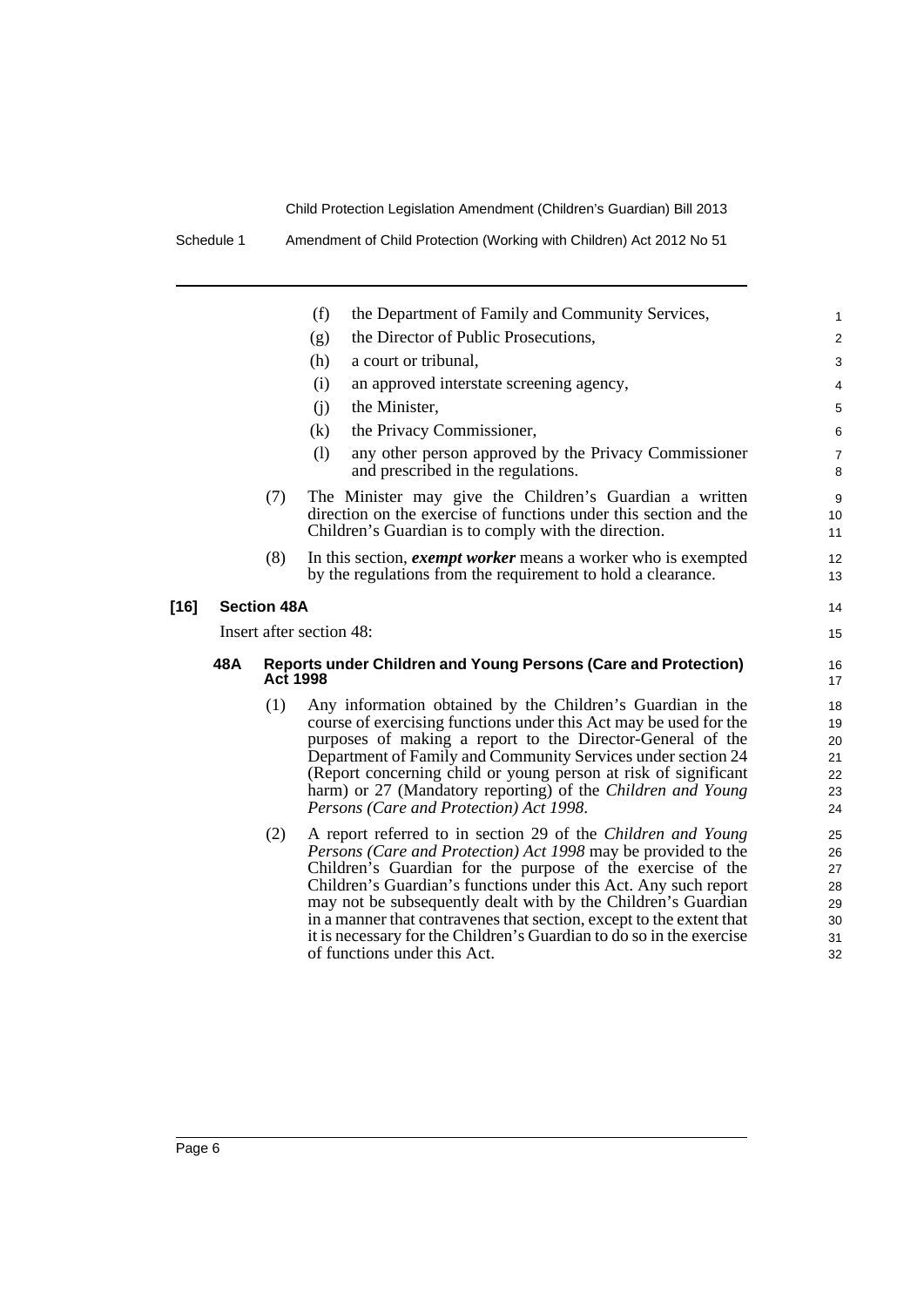(f) the Department of Family and Community Services,

(g) the Director of Public Prosecutions,

(h) a court or tribunal,

(i) an approved interstate screening agency,

(j) the Minister,

(k) the Privacy Commissioner,

(l) any other person approved by the Privacy Commissioner and prescribed in the regulations.

(7) The Minister may give the Children's Guardian a written direction on the exercise of functions under this section and the Children's Guardian is to comply with the direction.

(8) In this section, ***exempt worker*** means a worker who is exempted by the regulations from the requirement to hold a clearance.

### [16] Section 48A

Insert after section 48:

#### 48A Reports under Children and Young Persons (Care and Protection) Act 1998

(1) Any information obtained by the Children's Guardian in the course of exercising functions under this Act may be used for the purposes of making a report to the Director-General of the Department of Family and Community Services under section 24 (Report concerning child or young person at risk of significant harm) or 27 (Mandatory reporting) of the *Children and Young Persons (Care and Protection) Act 1998*.

(2) A report referred to in section 29 of the *Children and Young Persons (Care and Protection) Act 1998* may be provided to the Children's Guardian for the purpose of the exercise of the Children's Guardian's functions under this Act. Any such report may not be subsequently dealt with by the Children's Guardian in a manner that contravenes that section, except to the extent that it is necessary for the Children's Guardian to do so in the exercise of functions under this Act.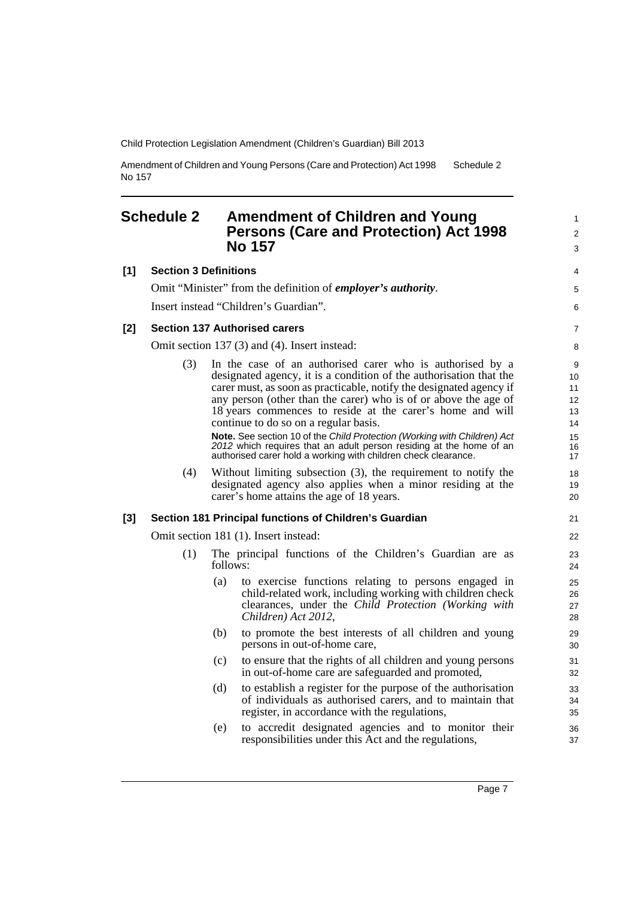## Schedule 2 Amendment of Children and Young Persons (Care and Protection) Act 1998 No 157

**[1] Section 3 Definitions**

Omit "Minister" from the definition of ***employer's authority***.

Insert instead "Children's Guardian".

**[2] Section 137 Authorised carers**

Omit section 137 (3) and (4). Insert instead:

(3) In the case of an authorised carer who is authorised by a designated agency, it is a condition of the authorisation that the carer must, as soon as practicable, notify the designated agency if any person (other than the carer) who is of or above the age of 18 years commences to reside at the carer's home and will continue to do so on a regular basis.

**Note.** See section 10 of the *Child Protection (Working with Children) Act 2012* which requires that an adult person residing at the home of an authorised carer hold a working with children check clearance.

(4) Without limiting subsection (3), the requirement to notify the designated agency also applies when a minor residing at the carer's home attains the age of 18 years.

**[3] Section 181 Principal functions of Children's Guardian**

Omit section 181 (1). Insert instead:

(1) The principal functions of the Children's Guardian are as follows:

(a) to exercise functions relating to persons engaged in child-related work, including working with children check clearances, under the *Child Protection (Working with Children) Act 2012*,

(b) to promote the best interests of all children and young persons in out-of-home care,

(c) to ensure that the rights of all children and young persons in out-of-home care are safeguarded and promoted,

(d) to establish a register for the purpose of the authorisation of individuals as authorised carers, and to maintain that register, in accordance with the regulations,

(e) to accredit designated agencies and to monitor their responsibilities under this Act and the regulations,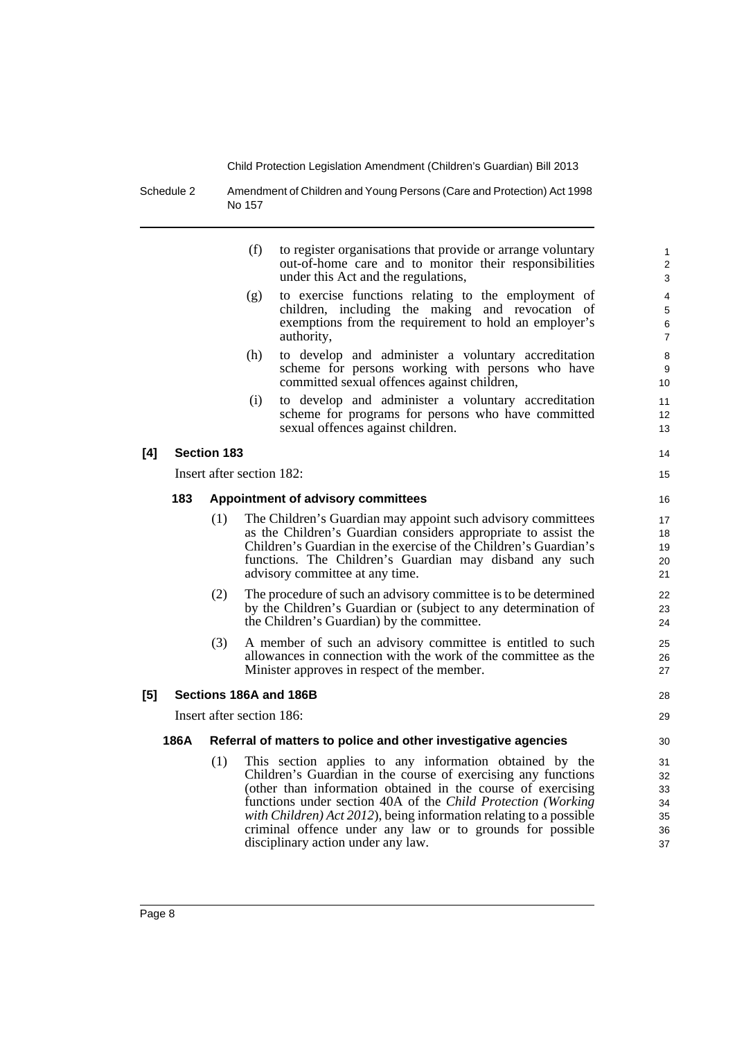(f) to register organisations that provide or arrange voluntary out-of-home care and to monitor their responsibilities under this Act and the regulations,

(g) to exercise functions relating to the employment of children, including the making and revocation of exemptions from the requirement to hold an employer's authority,

(h) to develop and administer a voluntary accreditation scheme for persons working with persons who have committed sexual offences against children,

(i) to develop and administer a voluntary accreditation scheme for programs for persons who have committed sexual offences against children.

**[4] Section 183**

Insert after section 182:

**183 Appointment of advisory committees**

(1) The Children's Guardian may appoint such advisory committees as the Children's Guardian considers appropriate to assist the Children's Guardian in the exercise of the Children's Guardian's functions. The Children's Guardian may disband any such advisory committee at any time.

(2) The procedure of such an advisory committee is to be determined by the Children's Guardian or (subject to any determination of the Children's Guardian) by the committee.

(3) A member of such an advisory committee is entitled to such allowances in connection with the work of the committee as the Minister approves in respect of the member.

**[5] Sections 186A and 186B**

Insert after section 186:

**186A Referral of matters to police and other investigative agencies**

(1) This section applies to any information obtained by the Children's Guardian in the course of exercising any functions (other than information obtained in the course of exercising functions under section 40A of the *Child Protection (Working with Children) Act 2012*), being information relating to a possible criminal offence under any law or to grounds for possible disciplinary action under any law.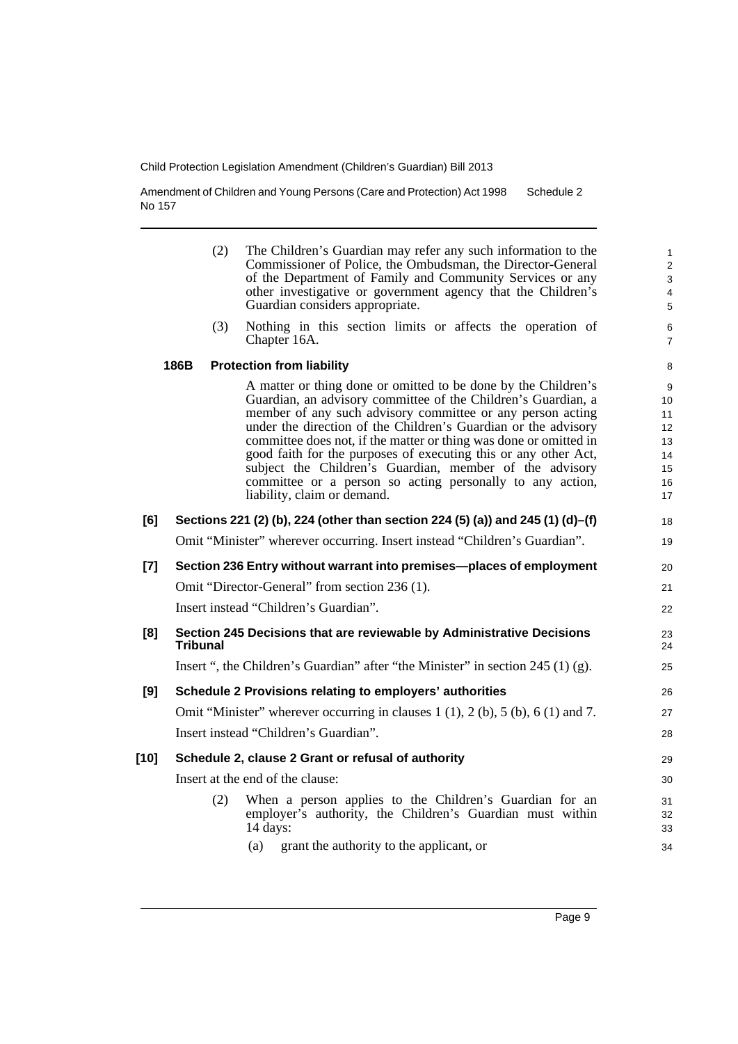(2) The Children's Guardian may refer any such information to the Commissioner of Police, the Ombudsman, the Director-General of the Department of Family and Community Services or any other investigative or government agency that the Children's Guardian considers appropriate.

(3) Nothing in this section limits or affects the operation of Chapter 16A.

**186B Protection from liability**

A matter or thing done or omitted to be done by the Children's Guardian, an advisory committee of the Children's Guardian, a member of any such advisory committee or any person acting under the direction of the Children's Guardian or the advisory committee does not, if the matter or thing was done or omitted in good faith for the purposes of executing this or any other Act, subject the Children's Guardian, member of the advisory committee or a person so acting personally to any action, liability, claim or demand.

**[6] Sections 221 (2) (b), 224 (other than section 224 (5) (a)) and 245 (1) (d)–(f)**

Omit "Minister" wherever occurring. Insert instead "Children's Guardian".

**[7] Section 236 Entry without warrant into premises—places of employment**

Omit "Director-General" from section 236 (1).

Insert instead "Children's Guardian".

**[8] Section 245 Decisions that are reviewable by Administrative Decisions Tribunal**

Insert ", the Children's Guardian" after "the Minister" in section 245 (1) (g).

**[9] Schedule 2 Provisions relating to employers' authorities**

Omit "Minister" wherever occurring in clauses 1 (1), 2 (b), 5 (b), 6 (1) and 7.

Insert instead "Children's Guardian".

**[10] Schedule 2, clause 2 Grant or refusal of authority**

Insert at the end of the clause:

(2) When a person applies to the Children's Guardian for an employer's authority, the Children's Guardian must within 14 days:

(a) grant the authority to the applicant, or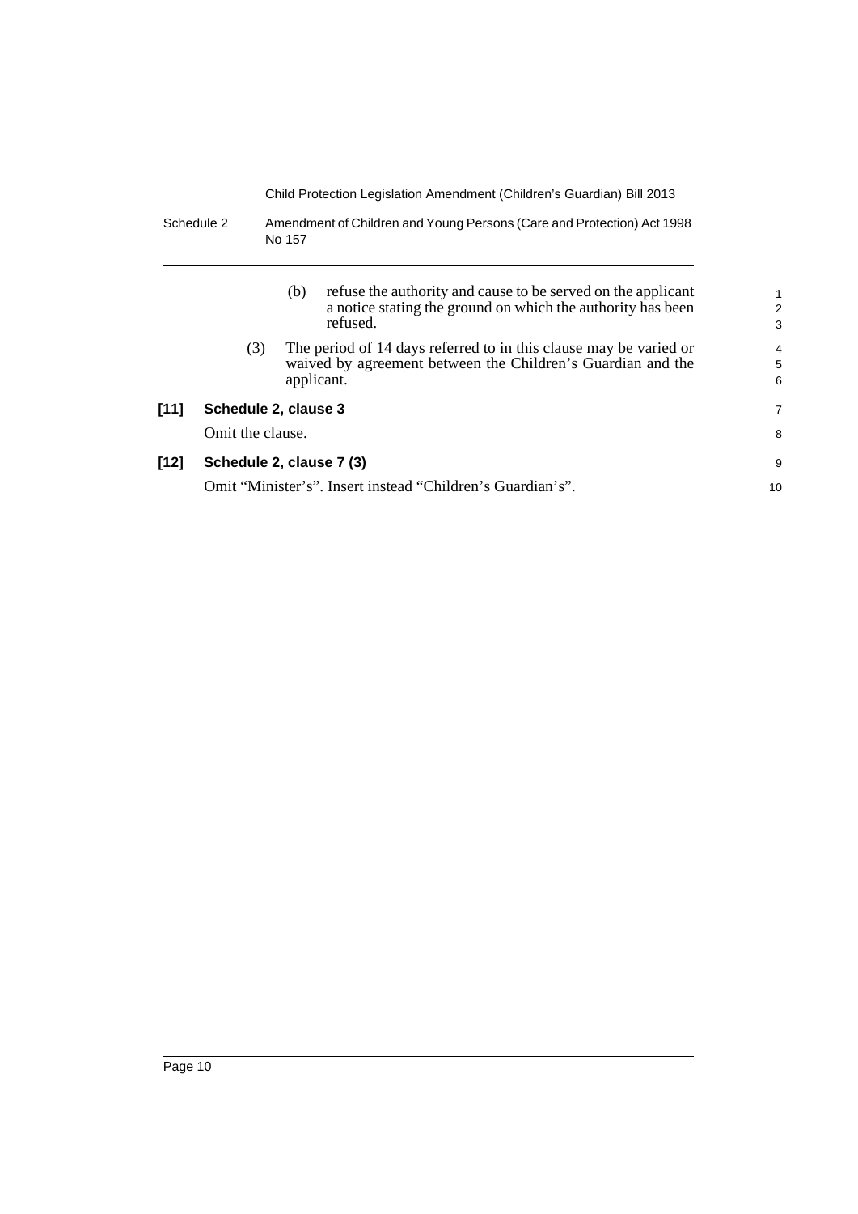(b) refuse the authority and cause to be served on the applicant a notice stating the ground on which the authority has been refused.

(3) The period of 14 days referred to in this clause may be varied or waived by agreement between the Children's Guardian and the applicant.

**[11] Schedule 2, clause 3**

Omit the clause.

**[12] Schedule 2, clause 7 (3)**

Omit "Minister's". Insert instead "Children's Guardian's".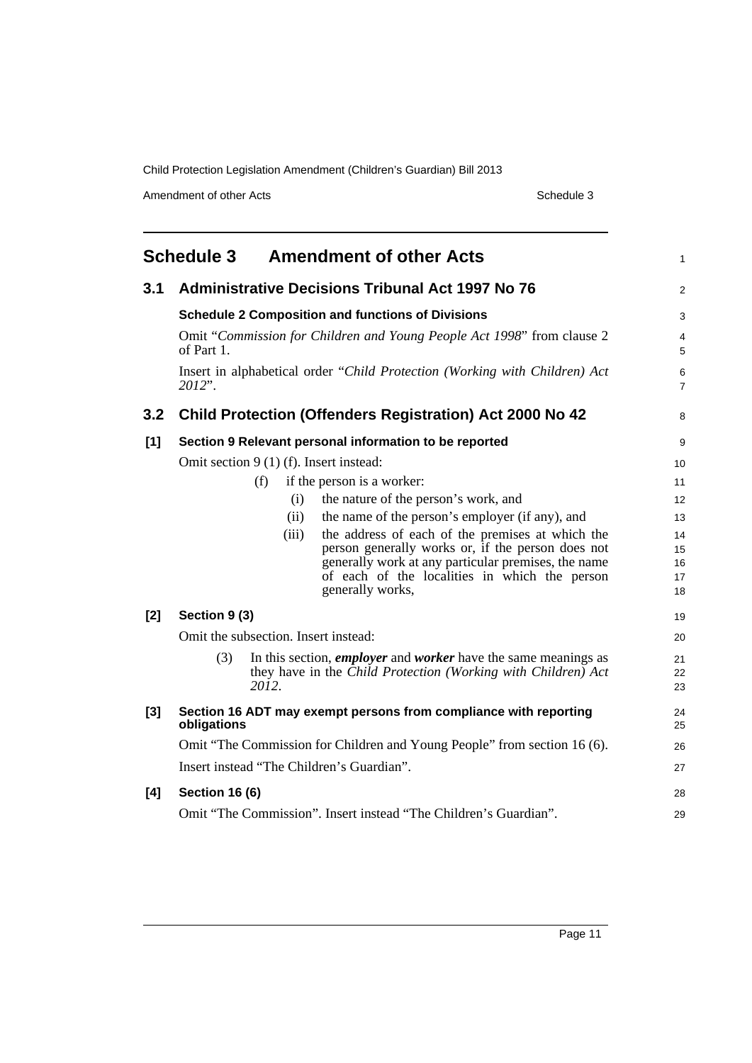## Schedule 3 Amendment of other Acts

### 3.1 Administrative Decisions Tribunal Act 1997 No 76

**Schedule 2 Composition and functions of Divisions**

Omit "*Commission for Children and Young People Act 1998*" from clause 2 of Part 1.

Insert in alphabetical order "*Child Protection (Working with Children) Act 2012*".

### 3.2 Child Protection (Offenders Registration) Act 2000 No 42

**[1] Section 9 Relevant personal information to be reported**

Omit section 9 (1) (f). Insert instead:

> (f) if the person is a worker:
>
> > (i) the nature of the person's work, and
> >
> > (ii) the name of the person's employer (if any), and
> >
> > (iii) the address of each of the premises at which the person generally works or, if the person does not generally work at any particular premises, the name of each of the localities in which the person generally works,

**[2] Section 9 (3)**

Omit the subsection. Insert instead:

> (3) In this section, ***employer*** and ***worker*** have the same meanings as they have in the *Child Protection (Working with Children) Act 2012*.

**[3] Section 16 ADT may exempt persons from compliance with reporting obligations**

Omit "The Commission for Children and Young People" from section 16 (6).

Insert instead "The Children's Guardian".

**[4] Section 16 (6)**

Omit "The Commission". Insert instead "The Children's Guardian".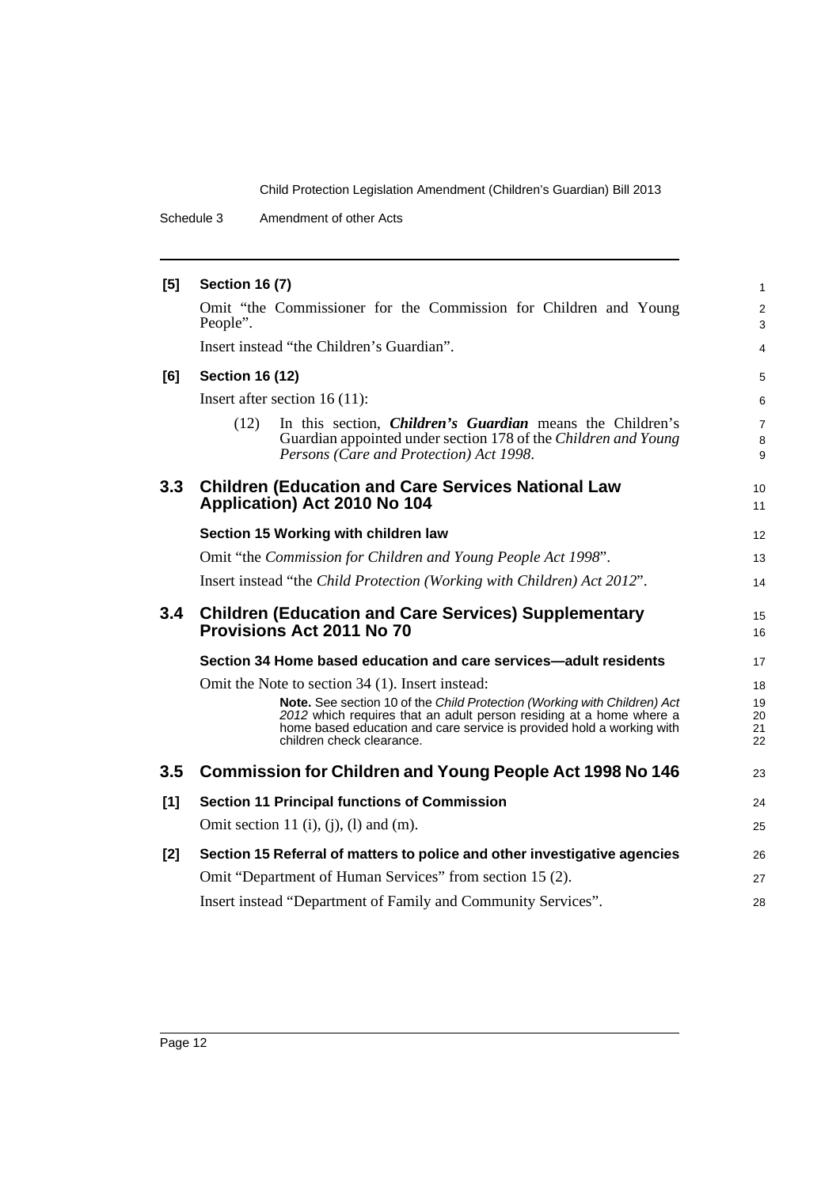**[5] Section 16 (7)**

Omit "the Commissioner for the Commission for Children and Young People".

Insert instead "the Children's Guardian".

**[6] Section 16 (12)**

Insert after section 16 (11):

> (12) In this section, ***Children's Guardian*** means the Children's Guardian appointed under section 178 of the *Children and Young Persons (Care and Protection) Act 1998*.

## 3.3 Children (Education and Care Services National Law Application) Act 2010 No 104

**Section 15 Working with children law**

Omit "the *Commission for Children and Young People Act 1998*".

Insert instead "the *Child Protection (Working with Children) Act 2012*".

## 3.4 Children (Education and Care Services) Supplementary Provisions Act 2011 No 70

**Section 34 Home based education and care services—adult residents**

Omit the Note to section 34 (1). Insert instead:

> **Note.** See section 10 of the *Child Protection (Working with Children) Act 2012* which requires that an adult person residing at a home where a home based education and care service is provided hold a working with children check clearance.

## 3.5 Commission for Children and Young People Act 1998 No 146

**[1] Section 11 Principal functions of Commission**

Omit section 11 (i), (j), (l) and (m).

**[2] Section 15 Referral of matters to police and other investigative agencies**

Omit "Department of Human Services" from section 15 (2).

Insert instead "Department of Family and Community Services".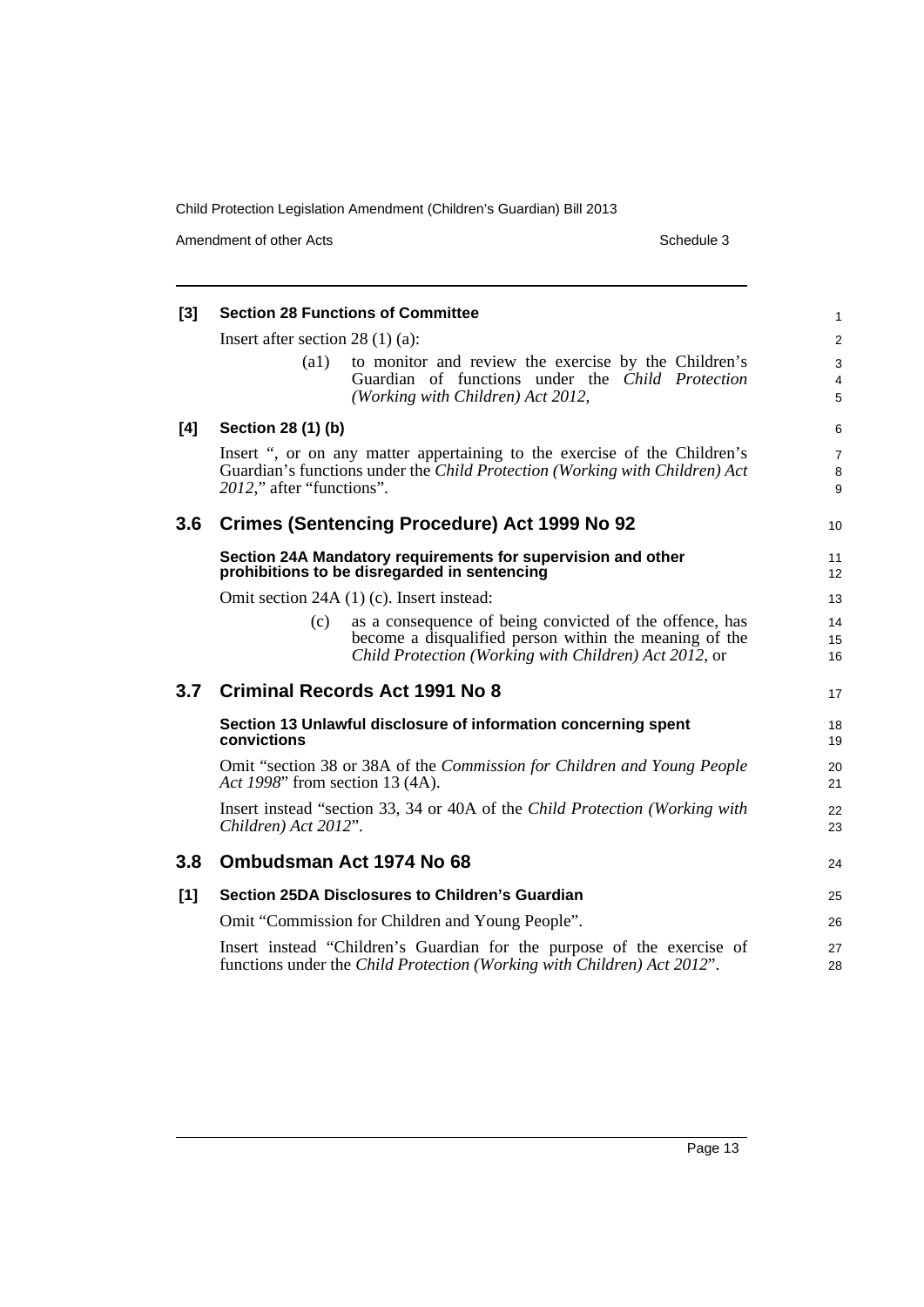**[3] Section 28 Functions of Committee**

Insert after section 28 (1) (a):

(a1) to monitor and review the exercise by the Children's Guardian of functions under the *Child Protection (Working with Children) Act 2012*,

**[4] Section 28 (1) (b)**

Insert ", or on any matter appertaining to the exercise of the Children's Guardian's functions under the *Child Protection (Working with Children) Act 2012*," after "functions".

## 3.6 Crimes (Sentencing Procedure) Act 1999 No 92

**Section 24A Mandatory requirements for supervision and other prohibitions to be disregarded in sentencing**

Omit section 24A (1) (c). Insert instead:

(c) as a consequence of being convicted of the offence, has become a disqualified person within the meaning of the *Child Protection (Working with Children) Act 2012*, or

## 3.7 Criminal Records Act 1991 No 8

**Section 13 Unlawful disclosure of information concerning spent convictions**

Omit "section 38 or 38A of the *Commission for Children and Young People Act 1998*" from section 13 (4A).

Insert instead "section 33, 34 or 40A of the *Child Protection (Working with Children) Act 2012*".

## 3.8 Ombudsman Act 1974 No 68

**[1] Section 25DA Disclosures to Children's Guardian**

Omit "Commission for Children and Young People".

Insert instead "Children's Guardian for the purpose of the exercise of functions under the *Child Protection (Working with Children) Act 2012*".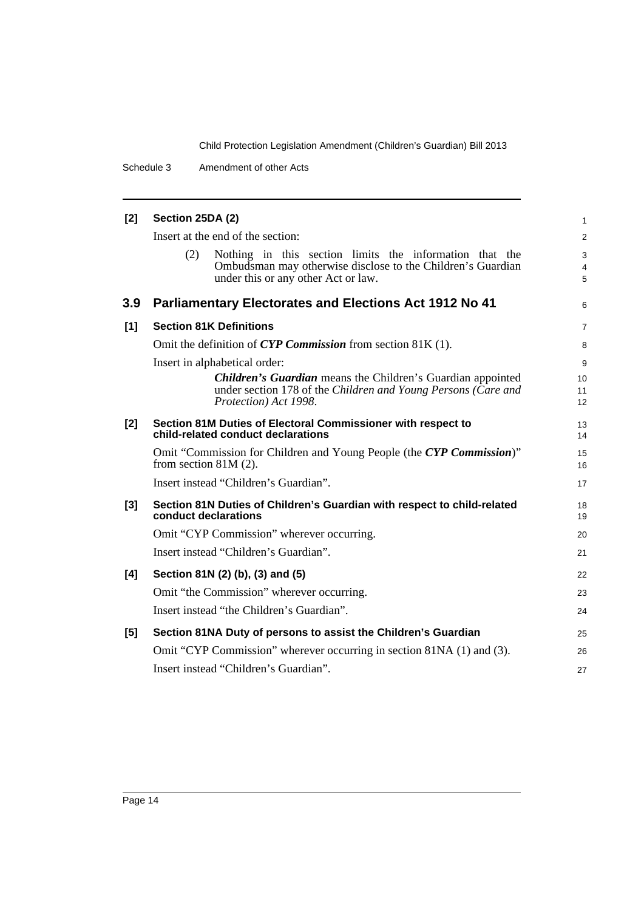**[2] Section 25DA (2)**

Insert at the end of the section:

(2) Nothing in this section limits the information that the Ombudsman may otherwise disclose to the Children's Guardian under this or any other Act or law.

## 3.9 Parliamentary Electorates and Elections Act 1912 No 41

**[1] Section 81K Definitions**

Omit the definition of ***CYP Commission*** from section 81K (1).

Insert in alphabetical order:

***Children's Guardian*** means the Children's Guardian appointed under section 178 of the *Children and Young Persons (Care and Protection) Act 1998*.

**[2] Section 81M Duties of Electoral Commissioner with respect to child-related conduct declarations**

Omit "Commission for Children and Young People (the ***CYP Commission***)" from section 81M (2).

Insert instead "Children's Guardian".

**[3] Section 81N Duties of Children's Guardian with respect to child-related conduct declarations**

Omit "CYP Commission" wherever occurring.

Insert instead "Children's Guardian".

**[4] Section 81N (2) (b), (3) and (5)**

Omit "the Commission" wherever occurring.

Insert instead "the Children's Guardian".

**[5] Section 81NA Duty of persons to assist the Children's Guardian**

Omit "CYP Commission" wherever occurring in section 81NA (1) and (3).

Insert instead "Children's Guardian".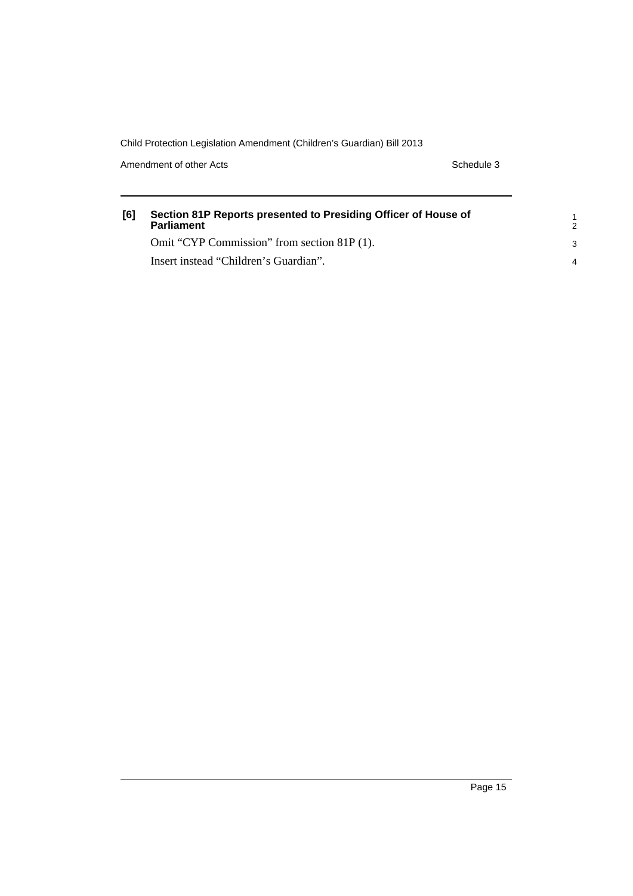**[6] Section 81P Reports presented to Presiding Officer of House of Parliament**

Omit "CYP Commission" from section 81P (1).

Insert instead "Children's Guardian".